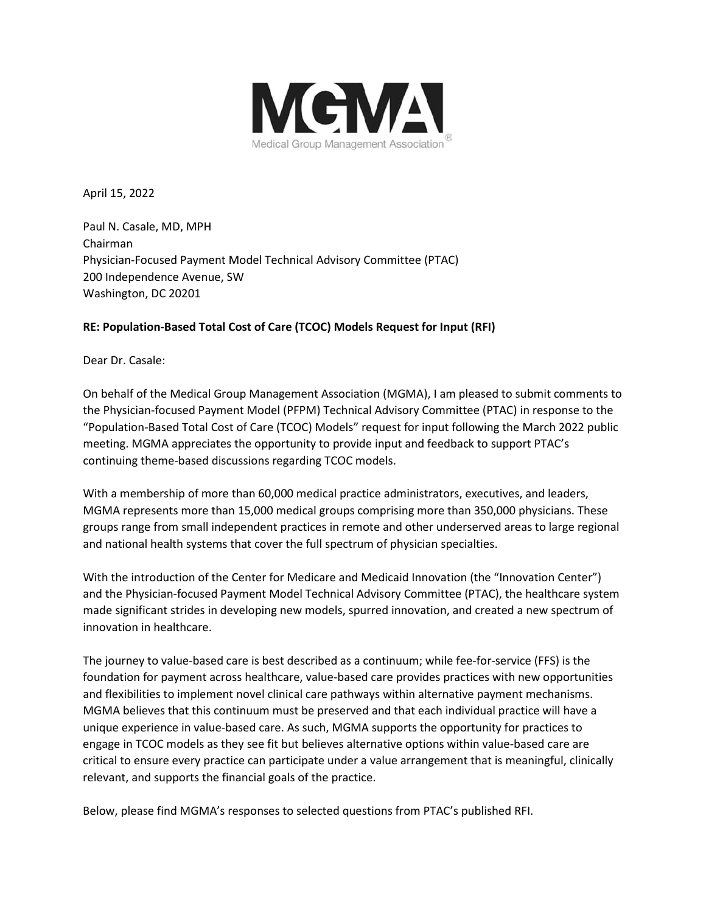April 15, 2022

Paul N. Casale, MD, MPH
Chairman
Physician-Focused Payment Model Technical Advisory Committee (PTAC)
200 Independence Avenue, SW
Washington, DC 20201

**RE: Population-Based Total Cost of Care (TCOC) Models Request for Input (RFI)**

Dear Dr. Casale:

On behalf of the Medical Group Management Association (MGMA), I am pleased to submit comments to the Physician-focused Payment Model (PFPM) Technical Advisory Committee (PTAC) in response to the "Population-Based Total Cost of Care (TCOC) Models" request for input following the March 2022 public meeting. MGMA appreciates the opportunity to provide input and feedback to support PTAC's continuing theme-based discussions regarding TCOC models.

With a membership of more than 60,000 medical practice administrators, executives, and leaders, MGMA represents more than 15,000 medical groups comprising more than 350,000 physicians. These groups range from small independent practices in remote and other underserved areas to large regional and national health systems that cover the full spectrum of physician specialties.

With the introduction of the Center for Medicare and Medicaid Innovation (the "Innovation Center") and the Physician-focused Payment Model Technical Advisory Committee (PTAC), the healthcare system made significant strides in developing new models, spurred innovation, and created a new spectrum of innovation in healthcare.

The journey to value-based care is best described as a continuum; while fee-for-service (FFS) is the foundation for payment across healthcare, value-based care provides practices with new opportunities and flexibilities to implement novel clinical care pathways within alternative payment mechanisms. MGMA believes that this continuum must be preserved and that each individual practice will have a unique experience in value-based care. As such, MGMA supports the opportunity for practices to engage in TCOC models as they see fit but believes alternative options within value-based care are critical to ensure every practice can participate under a value arrangement that is meaningful, clinically relevant, and supports the financial goals of the practice.

Below, please find MGMA's responses to selected questions from PTAC's published RFI.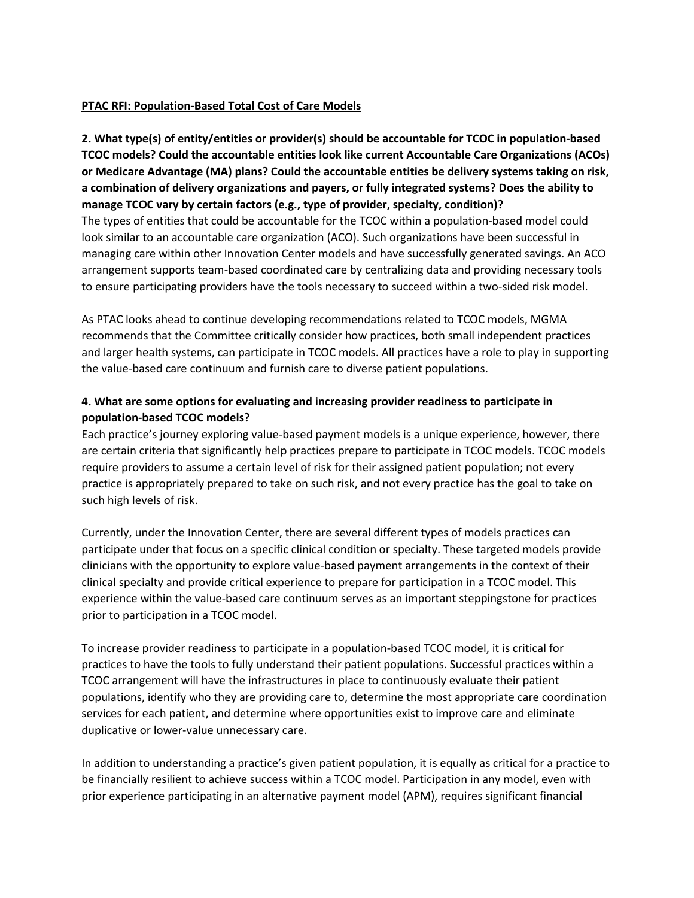**PTAC RFI: Population-Based Total Cost of Care Models**

**2. What type(s) of entity/entities or provider(s) should be accountable for TCOC in population-based TCOC models? Could the accountable entities look like current Accountable Care Organizations (ACOs) or Medicare Advantage (MA) plans? Could the accountable entities be delivery systems taking on risk, a combination of delivery organizations and payers, or fully integrated systems? Does the ability to manage TCOC vary by certain factors (e.g., type of provider, specialty, condition)?**

The types of entities that could be accountable for the TCOC within a population-based model could look similar to an accountable care organization (ACO). Such organizations have been successful in managing care within other Innovation Center models and have successfully generated savings. An ACO arrangement supports team-based coordinated care by centralizing data and providing necessary tools to ensure participating providers have the tools necessary to succeed within a two-sided risk model.

As PTAC looks ahead to continue developing recommendations related to TCOC models, MGMA recommends that the Committee critically consider how practices, both small independent practices and larger health systems, can participate in TCOC models. All practices have a role to play in supporting the value-based care continuum and furnish care to diverse patient populations.

**4. What are some options for evaluating and increasing provider readiness to participate in population-based TCOC models?**

Each practice's journey exploring value-based payment models is a unique experience, however, there are certain criteria that significantly help practices prepare to participate in TCOC models. TCOC models require providers to assume a certain level of risk for their assigned patient population; not every practice is appropriately prepared to take on such risk, and not every practice has the goal to take on such high levels of risk.

Currently, under the Innovation Center, there are several different types of models practices can participate under that focus on a specific clinical condition or specialty. These targeted models provide clinicians with the opportunity to explore value-based payment arrangements in the context of their clinical specialty and provide critical experience to prepare for participation in a TCOC model. This experience within the value-based care continuum serves as an important steppingstone for practices prior to participation in a TCOC model.

To increase provider readiness to participate in a population-based TCOC model, it is critical for practices to have the tools to fully understand their patient populations. Successful practices within a TCOC arrangement will have the infrastructures in place to continuously evaluate their patient populations, identify who they are providing care to, determine the most appropriate care coordination services for each patient, and determine where opportunities exist to improve care and eliminate duplicative or lower-value unnecessary care.

In addition to understanding a practice's given patient population, it is equally as critical for a practice to be financially resilient to achieve success within a TCOC model. Participation in any model, even with prior experience participating in an alternative payment model (APM), requires significant financial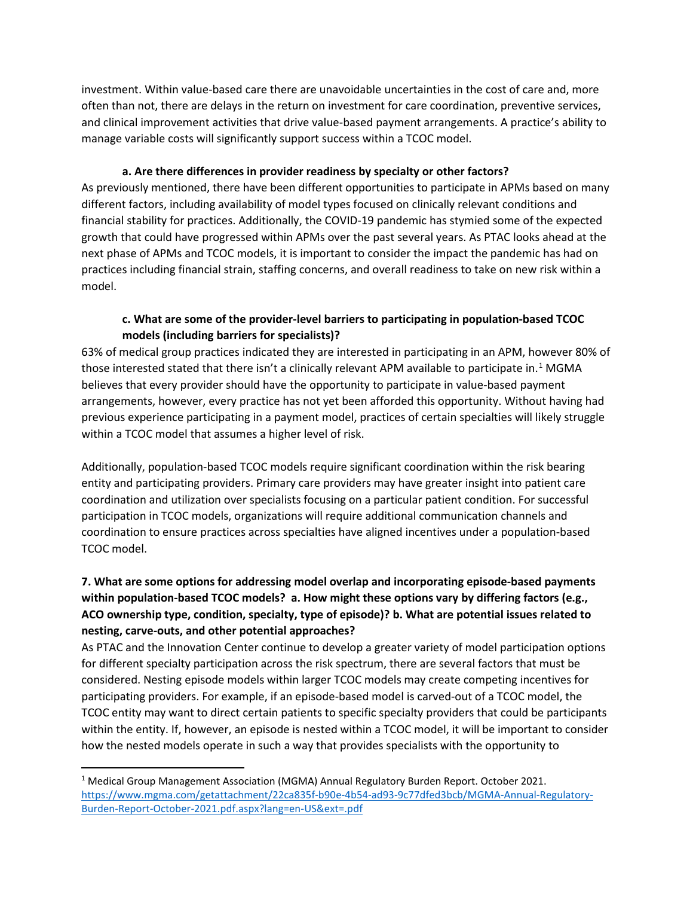investment. Within value-based care there are unavoidable uncertainties in the cost of care and, more often than not, there are delays in the return on investment for care coordination, preventive services, and clinical improvement activities that drive value-based payment arrangements. A practice's ability to manage variable costs will significantly support success within a TCOC model.

**a. Are there differences in provider readiness by specialty or other factors?**

As previously mentioned, there have been different opportunities to participate in APMs based on many different factors, including availability of model types focused on clinically relevant conditions and financial stability for practices. Additionally, the COVID-19 pandemic has stymied some of the expected growth that could have progressed within APMs over the past several years. As PTAC looks ahead at the next phase of APMs and TCOC models, it is important to consider the impact the pandemic has had on practices including financial strain, staffing concerns, and overall readiness to take on new risk within a model.

**c. What are some of the provider-level barriers to participating in population-based TCOC models (including barriers for specialists)?**

63% of medical group practices indicated they are interested in participating in an APM, however 80% of those interested stated that there isn't a clinically relevant APM available to participate in.[1] MGMA believes that every provider should have the opportunity to participate in value-based payment arrangements, however, every practice has not yet been afforded this opportunity. Without having had previous experience participating in a payment model, practices of certain specialties will likely struggle within a TCOC model that assumes a higher level of risk.

Additionally, population-based TCOC models require significant coordination within the risk bearing entity and participating providers. Primary care providers may have greater insight into patient care coordination and utilization over specialists focusing on a particular patient condition. For successful participation in TCOC models, organizations will require additional communication channels and coordination to ensure practices across specialties have aligned incentives under a population-based TCOC model.

**7. What are some options for addressing model overlap and incorporating episode-based payments within population-based TCOC models? a. How might these options vary by differing factors (e.g., ACO ownership type, condition, specialty, type of episode)? b. What are potential issues related to nesting, carve-outs, and other potential approaches?**

As PTAC and the Innovation Center continue to develop a greater variety of model participation options for different specialty participation across the risk spectrum, there are several factors that must be considered. Nesting episode models within larger TCOC models may create competing incentives for participating providers. For example, if an episode-based model is carved-out of a TCOC model, the TCOC entity may want to direct certain patients to specific specialty providers that could be participants within the entity. If, however, an episode is nested within a TCOC model, it will be important to consider how the nested models operate in such a way that provides specialists with the opportunity to

---

[1] Medical Group Management Association (MGMA) Annual Regulatory Burden Report. October 2021. https://www.mgma.com/getattachment/22ca835f-b90e-4b54-ad93-9c77dfed3bcb/MGMA-Annual-Regulatory-Burden-Report-October-2021.pdf.aspx?lang=en-US&ext=.pdf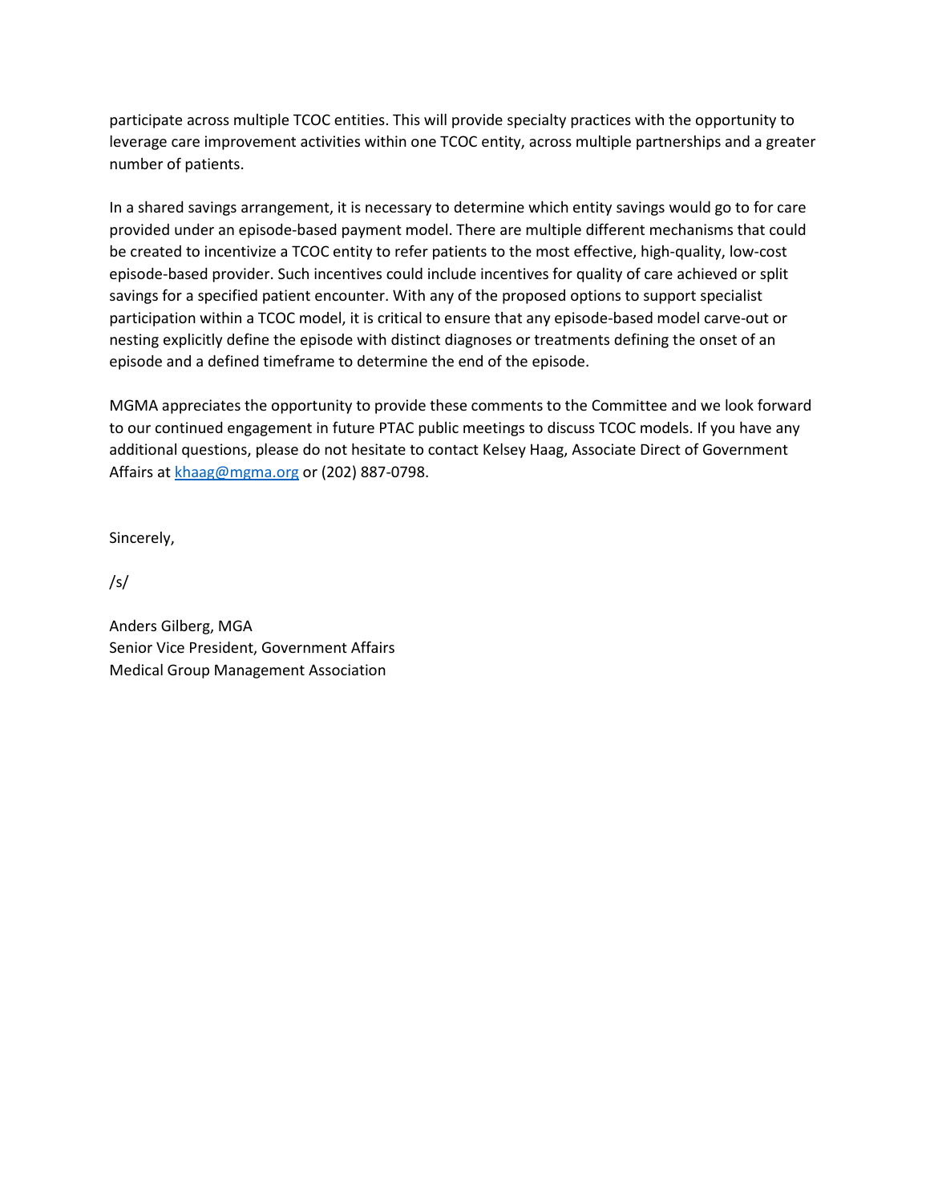participate across multiple TCOC entities. This will provide specialty practices with the opportunity to leverage care improvement activities within one TCOC entity, across multiple partnerships and a greater number of patients.

In a shared savings arrangement, it is necessary to determine which entity savings would go to for care provided under an episode-based payment model. There are multiple different mechanisms that could be created to incentivize a TCOC entity to refer patients to the most effective, high-quality, low-cost episode-based provider. Such incentives could include incentives for quality of care achieved or split savings for a specified patient encounter. With any of the proposed options to support specialist participation within a TCOC model, it is critical to ensure that any episode-based model carve-out or nesting explicitly define the episode with distinct diagnoses or treatments defining the onset of an episode and a defined timeframe to determine the end of the episode.

MGMA appreciates the opportunity to provide these comments to the Committee and we look forward to our continued engagement in future PTAC public meetings to discuss TCOC models. If you have any additional questions, please do not hesitate to contact Kelsey Haag, Associate Direct of Government Affairs at [khaag@mgma.org](mailto:khaag@mgma.org) or (202) 887-0798.

Sincerely,

/s/

Anders Gilberg, MGA
Senior Vice President, Government Affairs
Medical Group Management Association